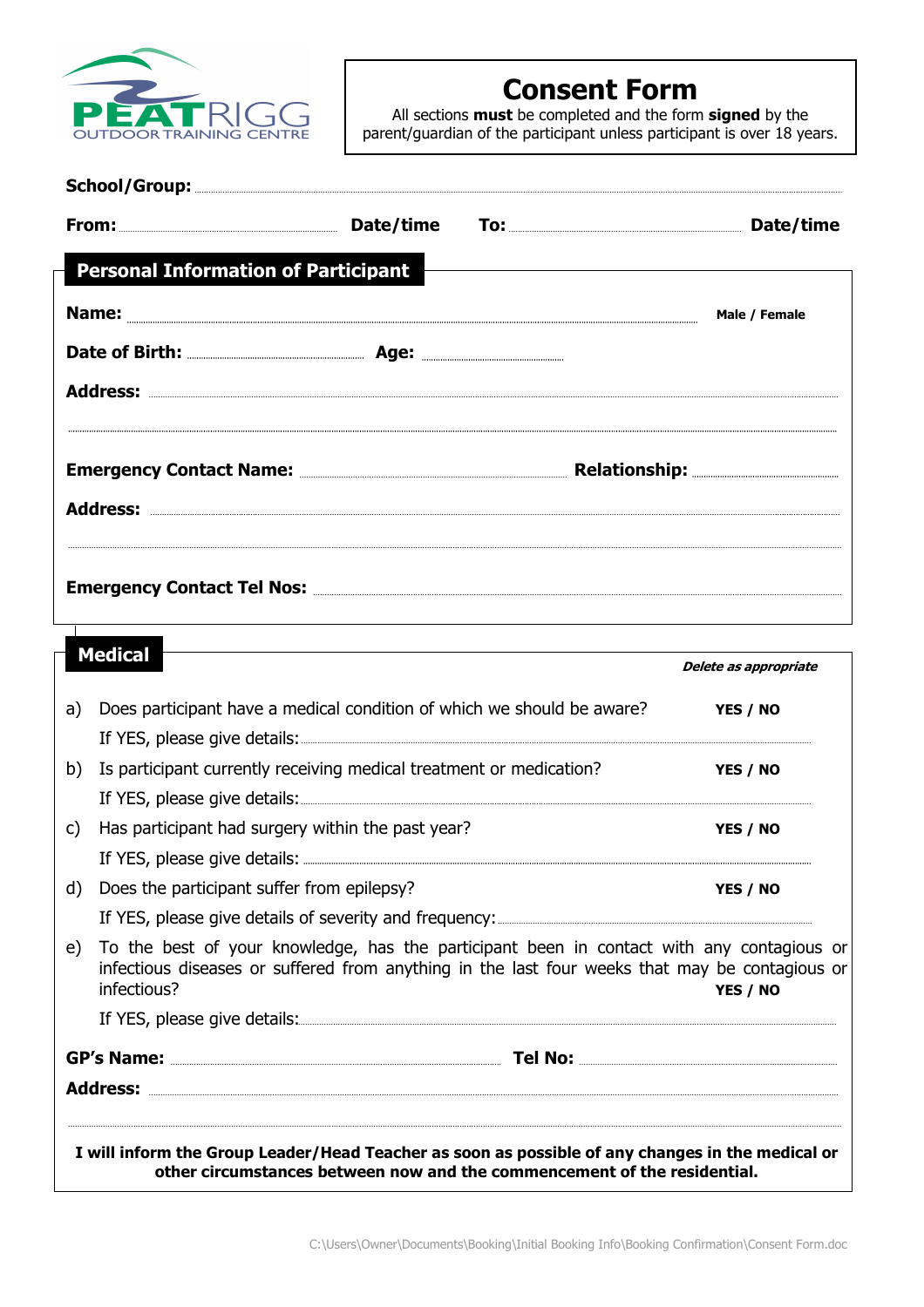PEATRIGG OUTDOOR TRAINING CENTRE

# Consent Form

All sections **must** be completed and the form **signed** by the parent/guardian of the participant unless participant is over 18 years.

**School/Group:** ..............................................................................................

**From:** .................................... **Date/time** **To:** .................................... **Date/time**

## Personal Information of Participant

**Name:** .............................................................................................. **Male / Female**

**Date of Birth:** .............................. **Age:** ......................

**Address:** ..............................................................................................

..............................................................................................

**Emergency Contact Name:** ........................................ **Relationship:** ........................

**Address:** ..............................................................................................

..............................................................................................

**Emergency Contact Tel Nos:** ..............................................................................................

## Medical

***Delete as appropriate***

a) Does participant have a medical condition of which we should be aware? **YES / NO**

If YES, please give details: ..............................................................................................

b) Is participant currently receiving medical treatment or medication? **YES / NO**

If YES, please give details: ..............................................................................................

c) Has participant had surgery within the past year? **YES / NO**

If YES, please give details: ..............................................................................................

d) Does the participant suffer from epilepsy? **YES / NO**

If YES, please give details of severity and frequency: ..............................................................................................

e) To the best of your knowledge, has the participant been in contact with any contagious or infectious diseases or suffered from anything in the last four weeks that may be contagious or infectious? **YES / NO**

If YES, please give details: ..............................................................................................

**GP's Name:** .................................................... **Tel No:** ....................................

**Address:** ..............................................................................................

..............................................................................................

**I will inform the Group Leader/Head Teacher as soon as possible of any changes in the medical or other circumstances between now and the commencement of the residential.**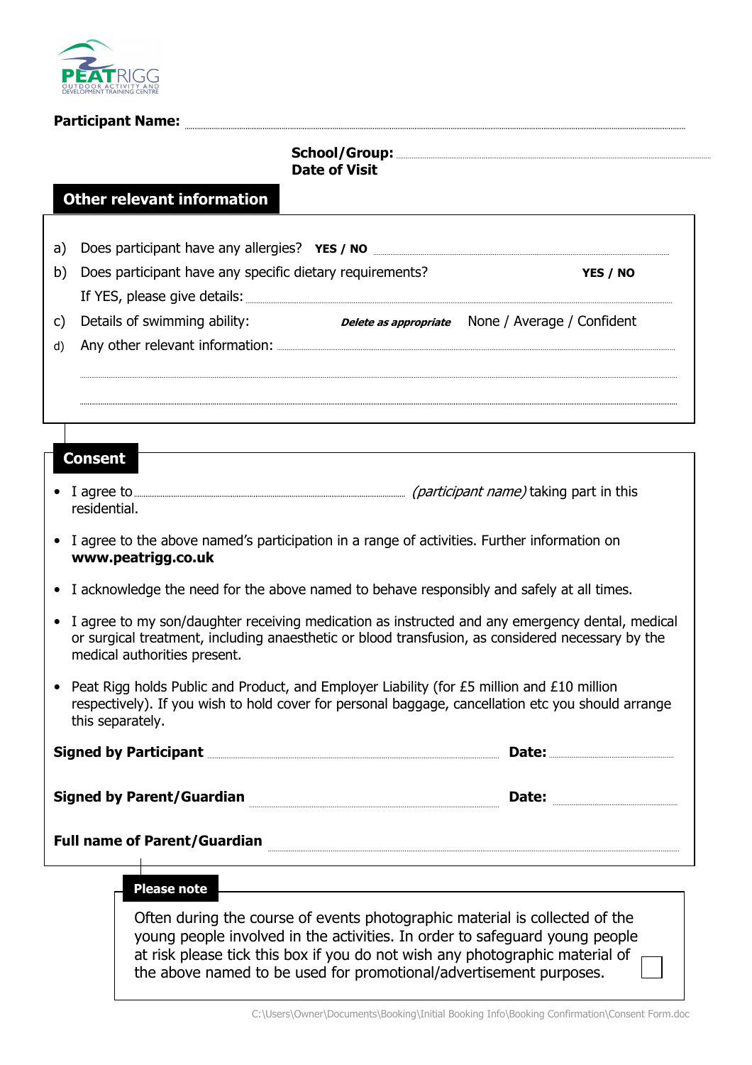PEATRIGG
OUTDOOR ACTIVITY AND DEVELOPMENT TRAINING CENTRE

**Participant Name:** ..............................................................................................

**School/Group:** ..............................................................................................
**Date of Visit**

## Other relevant information

a) Does participant have any allergies? **YES / NO** ..............................................................................................

b) Does participant have any specific dietary requirements? **YES / NO**

If YES, please give details: ..............................................................................................

c) Details of swimming ability: ***Delete as appropriate*** None / Average / Confident

d) Any other relevant information: ..............................................................................................

..............................................................................................

..............................................................................................

## Consent

- I agree to .............................................. *(participant name)* taking part in this residential.
- I agree to the above named's participation in a range of activities. Further information on **www.peatrigg.co.uk**
- I acknowledge the need for the above named to behave responsibly and safely at all times.
- I agree to my son/daughter receiving medication as instructed and any emergency dental, medical or surgical treatment, including anaesthetic or blood transfusion, as considered necessary by the medical authorities present.
- Peat Rigg holds Public and Product, and Employer Liability (for £5 million and £10 million respectively). If you wish to hold cover for personal baggage, cancellation etc you should arrange this separately.

**Signed by Participant** .............................................. **Date:** ..............................

**Signed by Parent/Guardian** .............................................. **Date:** ..............................

**Full name of Parent/Guardian** ..............................................................................................

**Please note**

Often during the course of events photographic material is collected of the young people involved in the activities. In order to safeguard young people at risk please tick this box if you do not wish any photographic material of the above named to be used for promotional/advertisement purposes. ☐